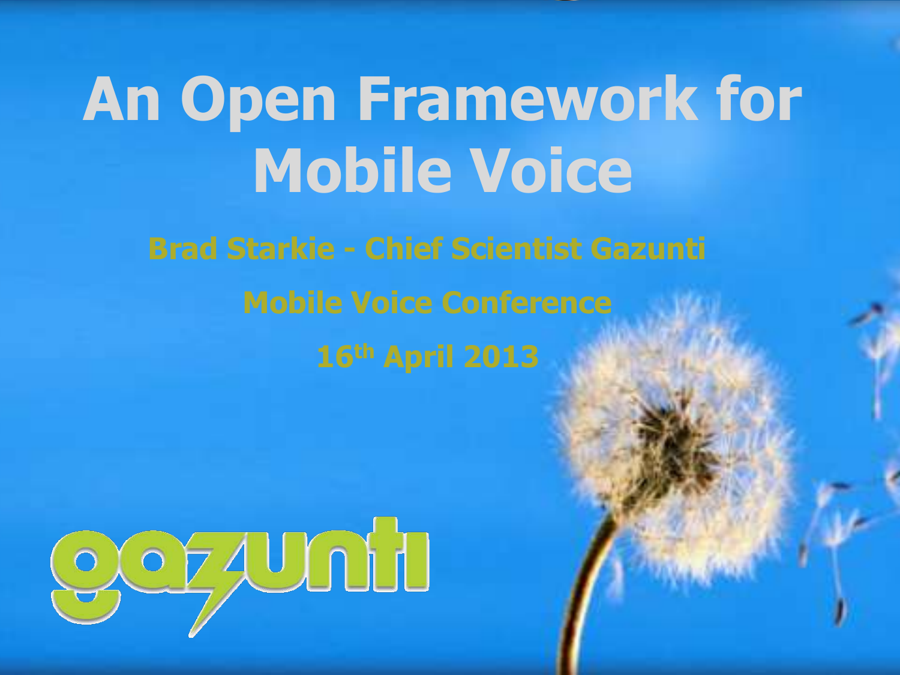# An Open Framework for Mobile Voice

**Brad Starkie - Chief Scientist Gazunti**

**Mobile Voice Conference**

**16th April 2013**

gazunti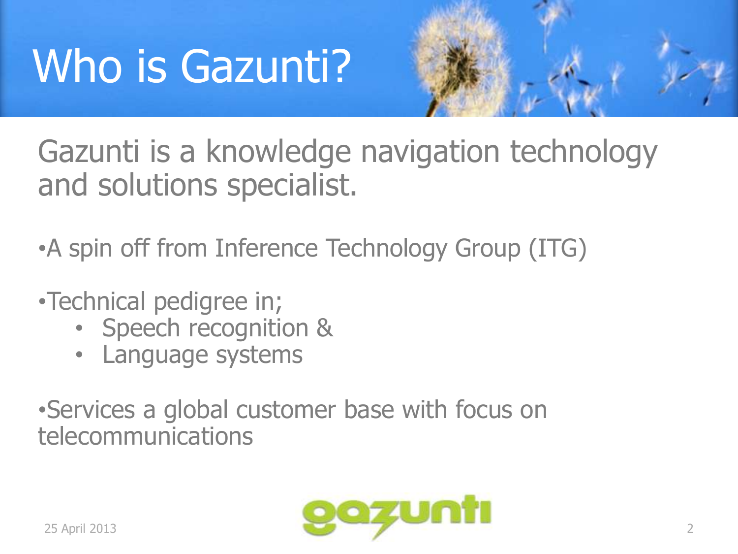# Who is Gazunti?

Gazunti is a knowledge navigation technology and solutions specialist.

- A spin off from Inference Technology Group (ITG)

- Technical pedigree in;
  - Speech recognition &
  - Language systems

- Services a global customer base with focus on telecommunications

25 April 2013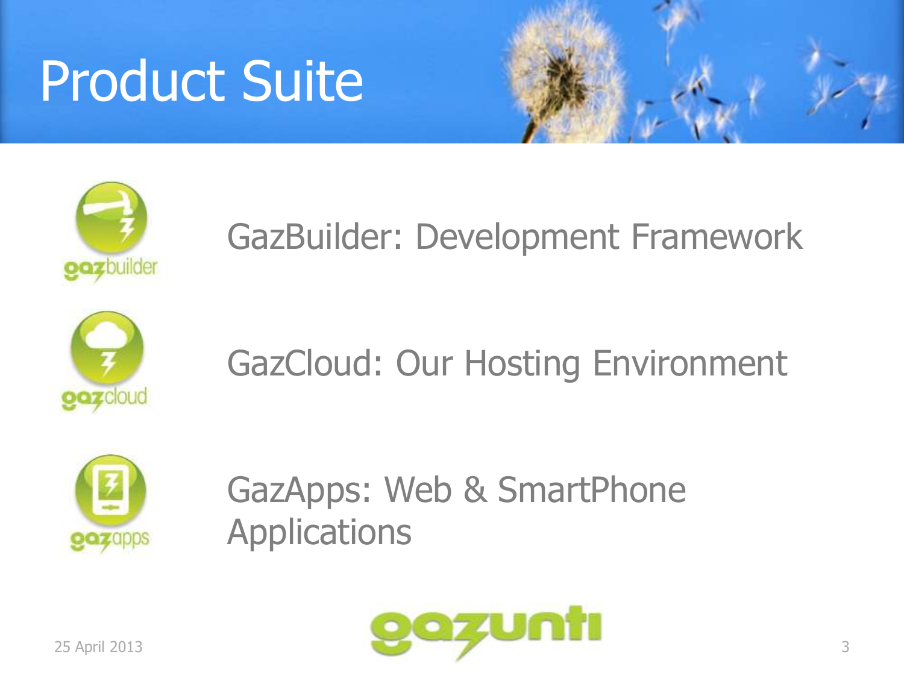# Product Suite

GazBuilder: Development Framework

GazCloud: Our Hosting Environment

GazApps: Web & SmartPhone Applications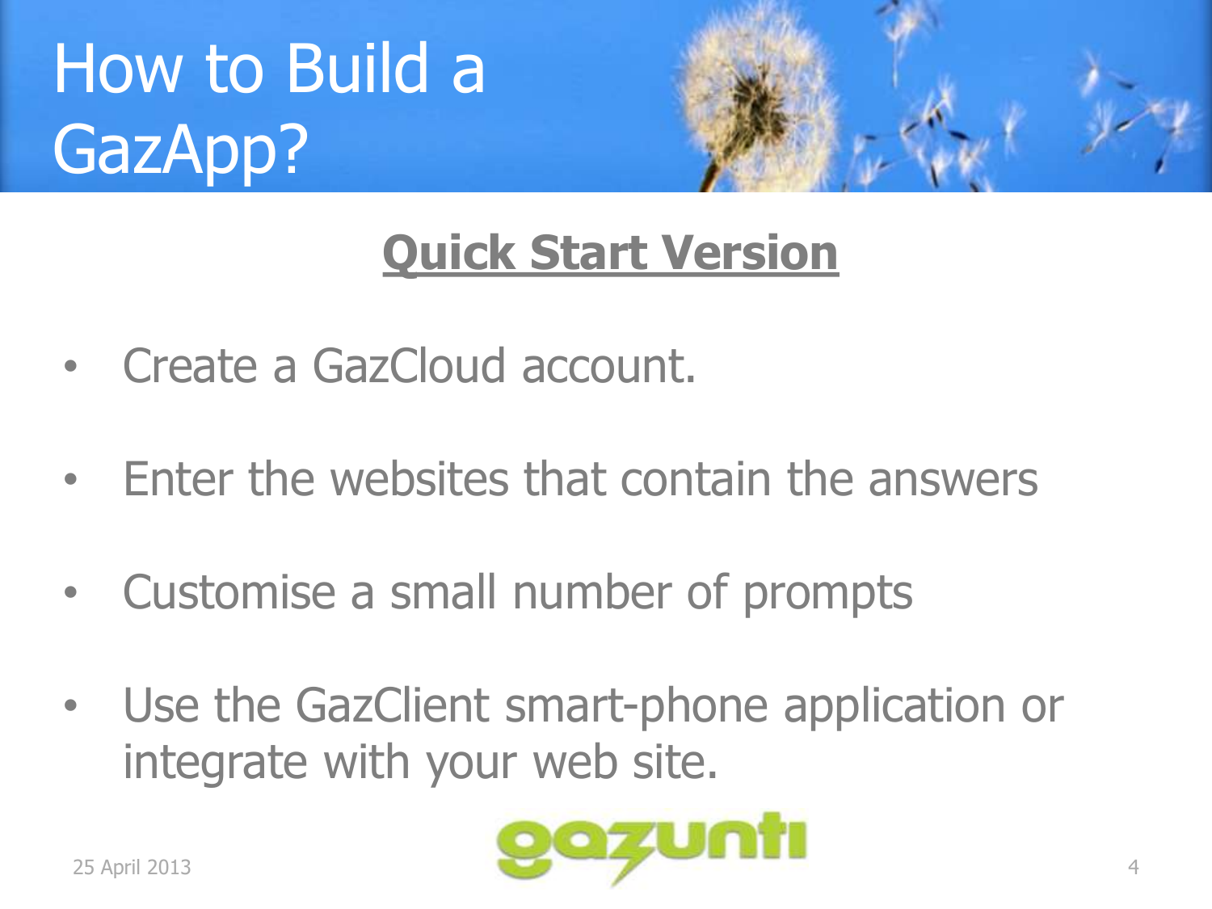# How to Build a GazApp?

## Quick Start Version

- Create a GazCloud account.
- Enter the websites that contain the answers
- Customise a small number of prompts
- Use the GazClient smart-phone application or integrate with your web site.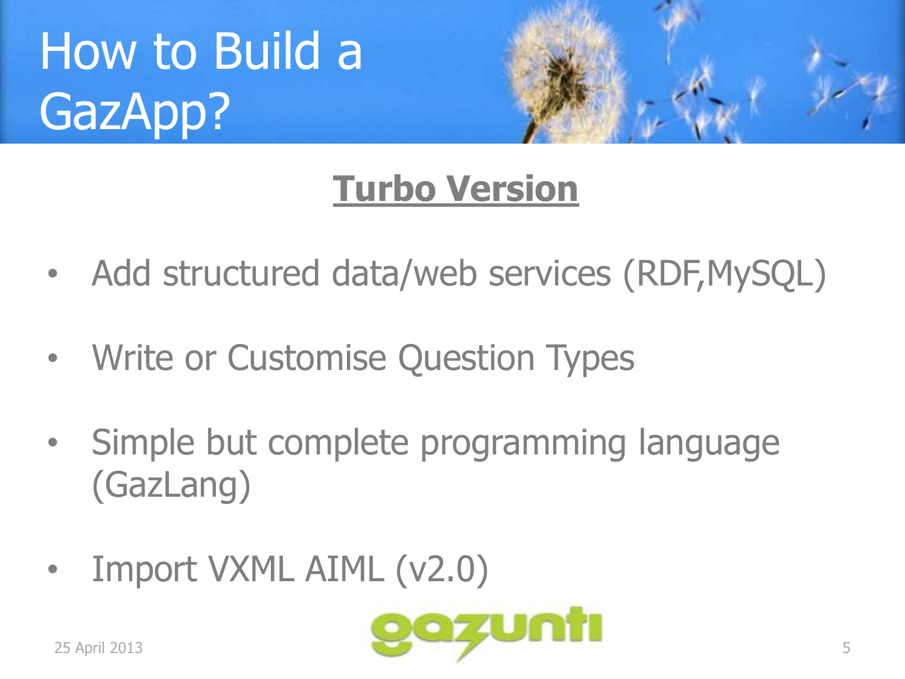# How to Build a GazApp?

## Turbo Version

- Add structured data/web services (RDF,MySQL)
- Write or Customise Question Types
- Simple but complete programming language (GazLang)
- Import VXML AIML (v2.0)

25 April 2013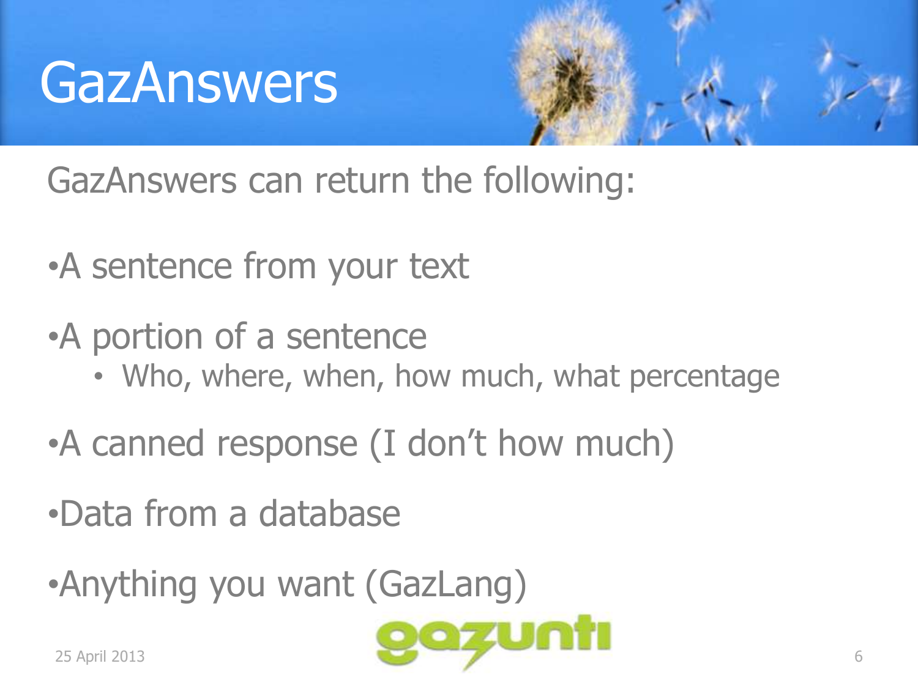# GazAnswers

GazAnswers can return the following:

- A sentence from your text
- A portion of a sentence
  - Who, where, when, how much, what percentage
- A canned response (I don't how much)
- Data from a database
- Anything you want (GazLang)

25 April 2013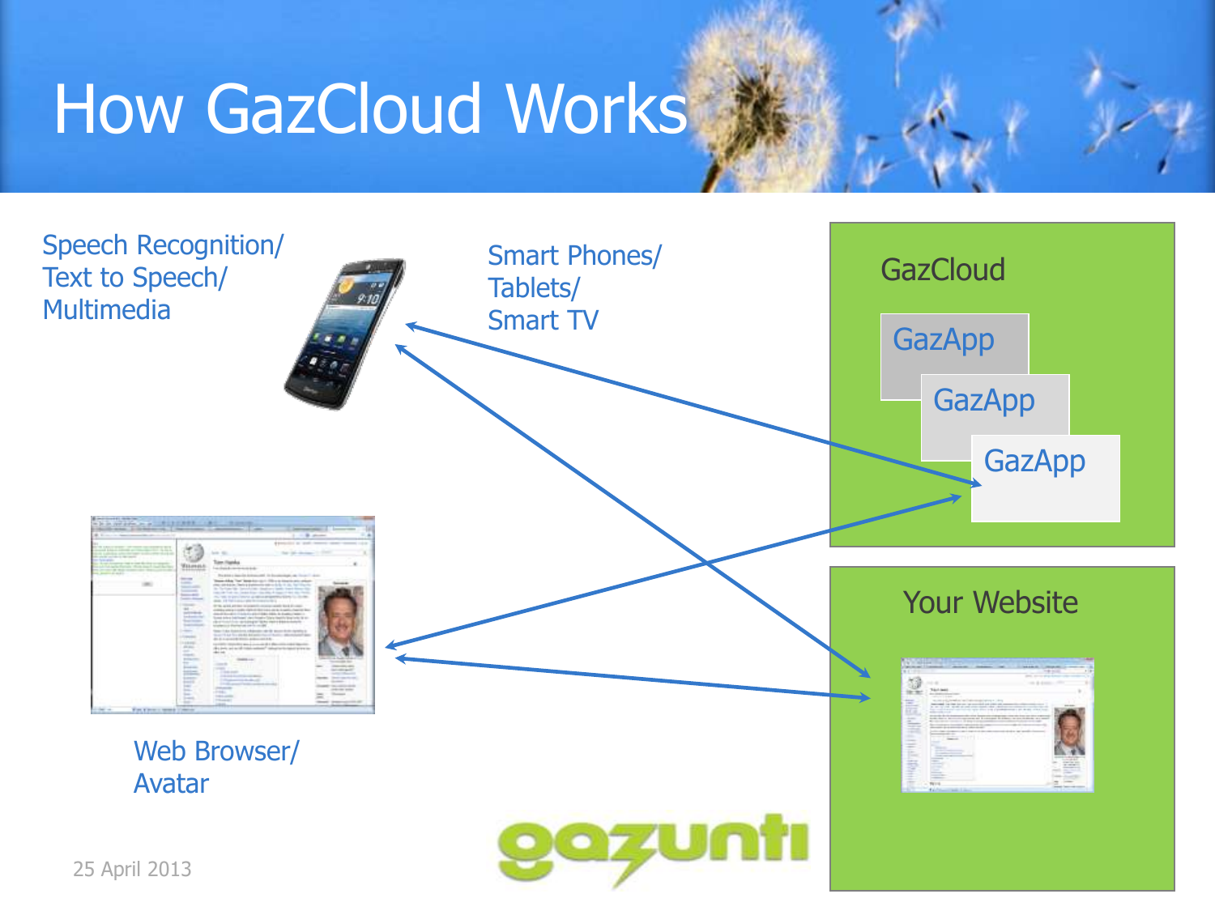# How GazCloud Works

Speech Recognition/
Text to Speech/
Multimedia

Smart Phones/
Tablets/
Smart TV

GazCloud

GazApp

GazApp

GazApp

Web Browser/
Avatar

Your Website

gazunti

25 April 2013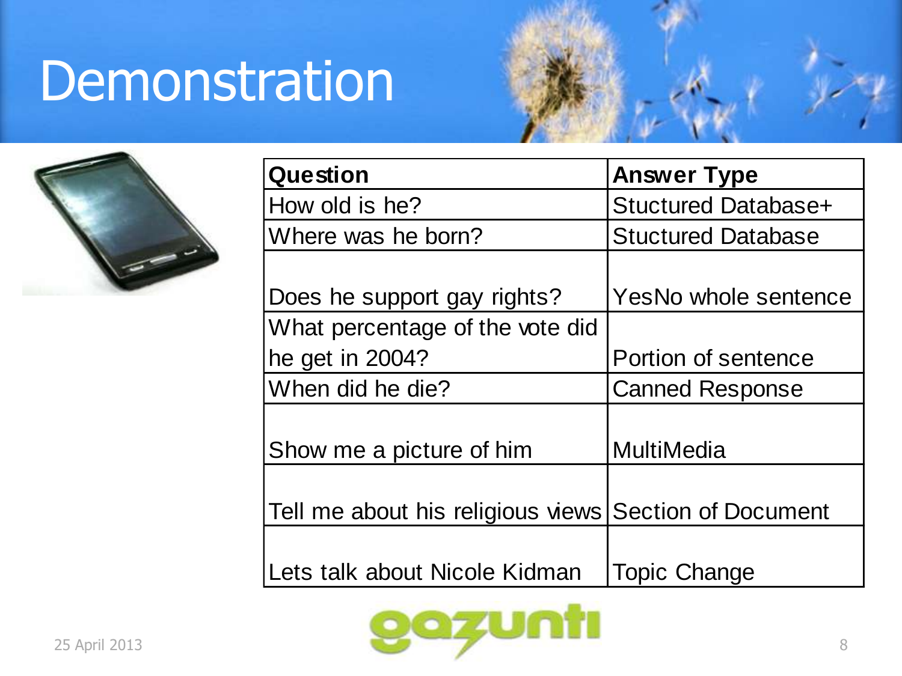# Demonstration

| Question | Answer Type |
| --- | --- |
| How old is he? | Stuctured Database+ |
| Where was he born? | Stuctured Database |
| Does he support gay rights? | YesNo whole sentence |
| What percentage of the vote did he get in 2004? | Portion of sentence |
| When did he die? | Canned Response |
| Show me a picture of him | MultiMedia |
| Tell me about his religious views | Section of Document |
| Lets talk about Nicole Kidman | Topic Change |

25 April 2013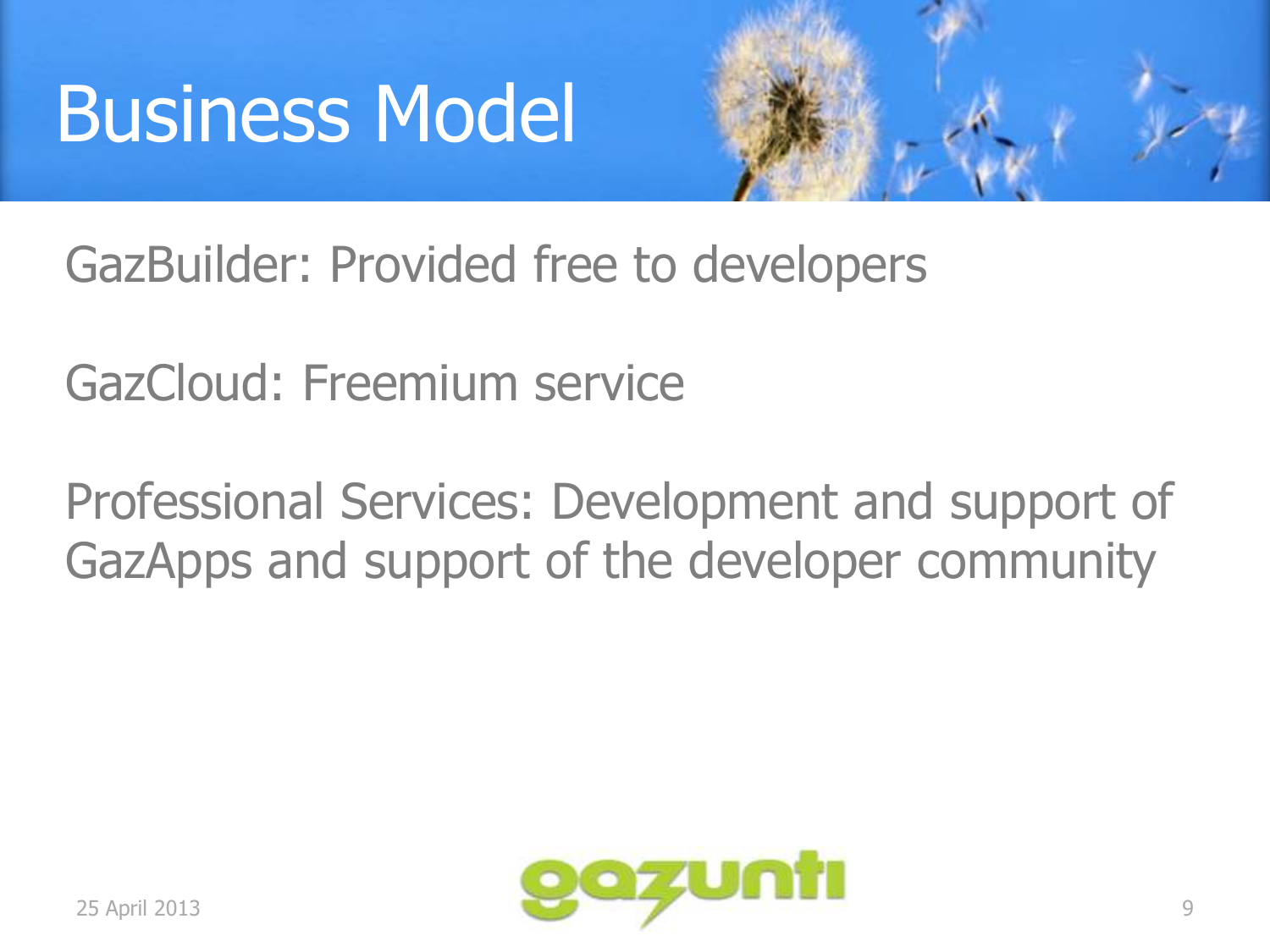# Business Model

GazBuilder: Provided free to developers

GazCloud: Freemium service

Professional Services: Development and support of GazApps and support of the developer community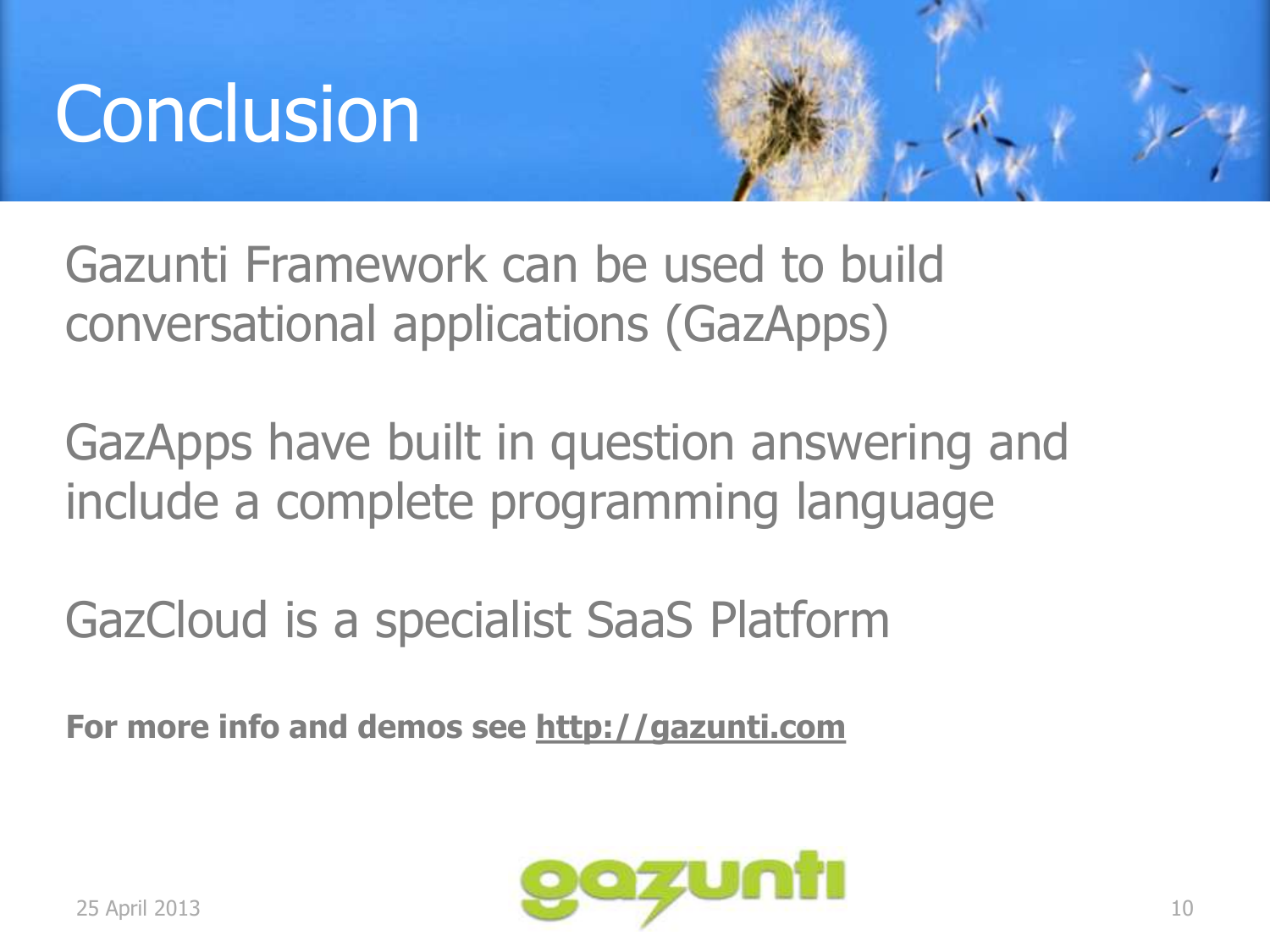# Conclusion

Gazunti Framework can be used to build conversational applications (GazApps)

GazApps have built in question answering and include a complete programming language

GazCloud is a specialist SaaS Platform

**For more info and demos see http://gazunti.com**